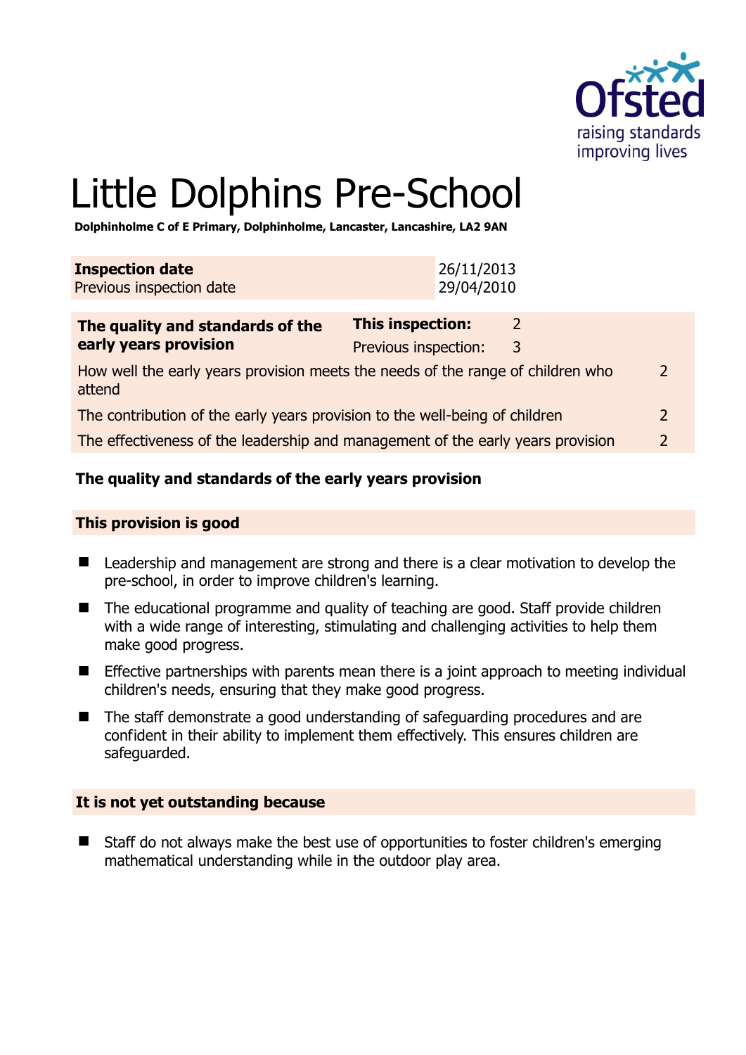# Little Dolphins Pre-School

**Dolphinholme C of E Primary, Dolphinholme, Lancaster, Lancashire, LA2 9AN**

| **Inspection date** | 26/11/2013 |
|---|---|
| Previous inspection date | 29/04/2010 |

| **The quality and standards of the early years provision** | **This inspection:** | 2 |
|---|---|---|
| | Previous inspection: | 3 |
| How well the early years provision meets the needs of the range of children who attend | | 2 |
| The contribution of the early years provision to the well-being of children | | 2 |
| The effectiveness of the leadership and management of the early years provision | | 2 |

## The quality and standards of the early years provision

### This provision is good

- Leadership and management are strong and there is a clear motivation to develop the pre-school, in order to improve children's learning.
- The educational programme and quality of teaching are good. Staff provide children with a wide range of interesting, stimulating and challenging activities to help them make good progress.
- Effective partnerships with parents mean there is a joint approach to meeting individual children's needs, ensuring that they make good progress.
- The staff demonstrate a good understanding of safeguarding procedures and are confident in their ability to implement them effectively. This ensures children are safeguarded.

### It is not yet outstanding because

- Staff do not always make the best use of opportunities to foster children's emerging mathematical understanding while in the outdoor play area.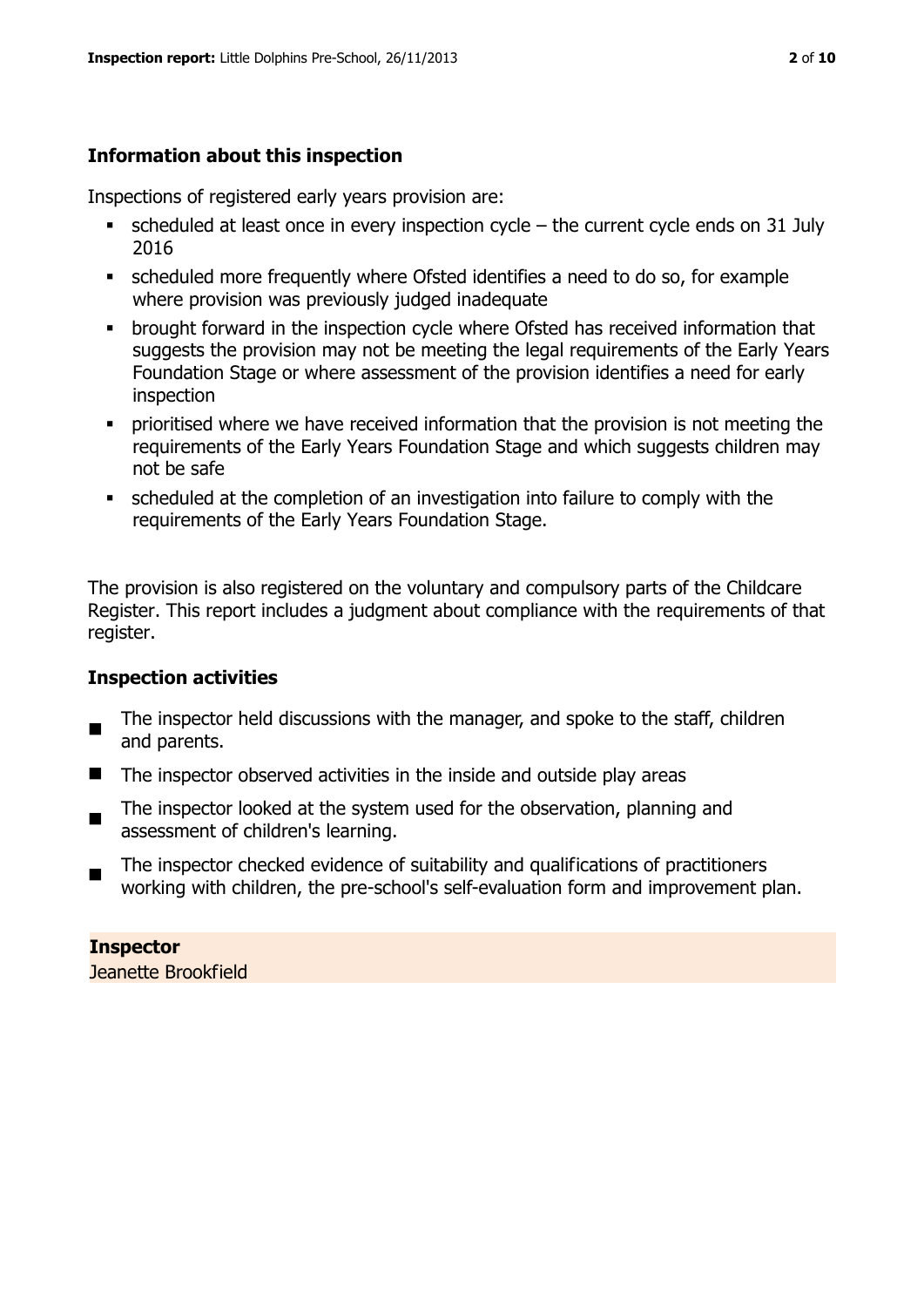## Information about this inspection

Inspections of registered early years provision are:

- scheduled at least once in every inspection cycle – the current cycle ends on 31 July 2016
- scheduled more frequently where Ofsted identifies a need to do so, for example where provision was previously judged inadequate
- brought forward in the inspection cycle where Ofsted has received information that suggests the provision may not be meeting the legal requirements of the Early Years Foundation Stage or where assessment of the provision identifies a need for early inspection
- prioritised where we have received information that the provision is not meeting the requirements of the Early Years Foundation Stage and which suggests children may not be safe
- scheduled at the completion of an investigation into failure to comply with the requirements of the Early Years Foundation Stage.

The provision is also registered on the voluntary and compulsory parts of the Childcare Register. This report includes a judgment about compliance with the requirements of that register.

## Inspection activities

- The inspector held discussions with the manager, and spoke to the staff, children and parents.
- The inspector observed activities in the inside and outside play areas
- The inspector looked at the system used for the observation, planning and assessment of children's learning.
- The inspector checked evidence of suitability and qualifications of practitioners working with children, the pre-school's self-evaluation form and improvement plan.

**Inspector**
Jeanette Brookfield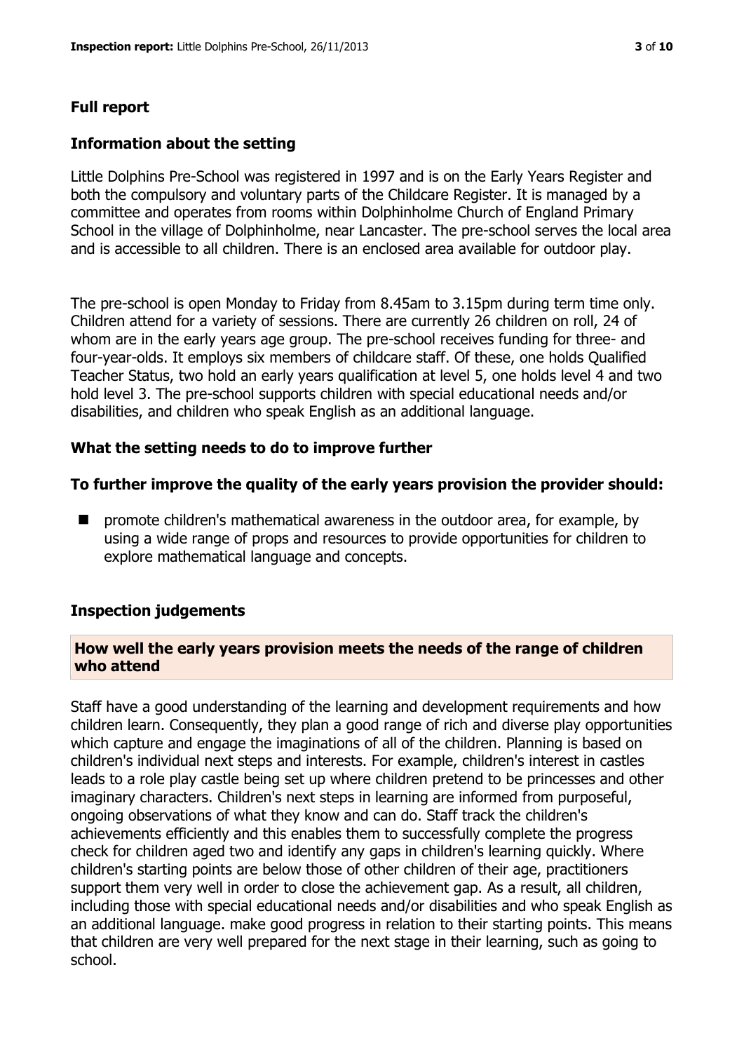## Full report

### Information about the setting

Little Dolphins Pre-School was registered in 1997 and is on the Early Years Register and both the compulsory and voluntary parts of the Childcare Register. It is managed by a committee and operates from rooms within Dolphinholme Church of England Primary School in the village of Dolphinholme, near Lancaster. The pre-school serves the local area and is accessible to all children. There is an enclosed area available for outdoor play.

The pre-school is open Monday to Friday from 8.45am to 3.15pm during term time only. Children attend for a variety of sessions. There are currently 26 children on roll, 24 of whom are in the early years age group. The pre-school receives funding for three- and four-year-olds. It employs six members of childcare staff. Of these, one holds Qualified Teacher Status, two hold an early years qualification at level 5, one holds level 4 and two hold level 3. The pre-school supports children with special educational needs and/or disabilities, and children who speak English as an additional language.

### What the setting needs to do to improve further

### To further improve the quality of the early years provision the provider should:

- promote children's mathematical awareness in the outdoor area, for example, by using a wide range of props and resources to provide opportunities for children to explore mathematical language and concepts.

### Inspection judgements

#### How well the early years provision meets the needs of the range of children who attend

Staff have a good understanding of the learning and development requirements and how children learn. Consequently, they plan a good range of rich and diverse play opportunities which capture and engage the imaginations of all of the children. Planning is based on children's individual next steps and interests. For example, children's interest in castles leads to a role play castle being set up where children pretend to be princesses and other imaginary characters. Children's next steps in learning are informed from purposeful, ongoing observations of what they know and can do. Staff track the children's achievements efficiently and this enables them to successfully complete the progress check for children aged two and identify any gaps in children's learning quickly. Where children's starting points are below those of other children of their age, practitioners support them very well in order to close the achievement gap. As a result, all children, including those with special educational needs and/or disabilities and who speak English as an additional language. make good progress in relation to their starting points. This means that children are very well prepared for the next stage in their learning, such as going to school.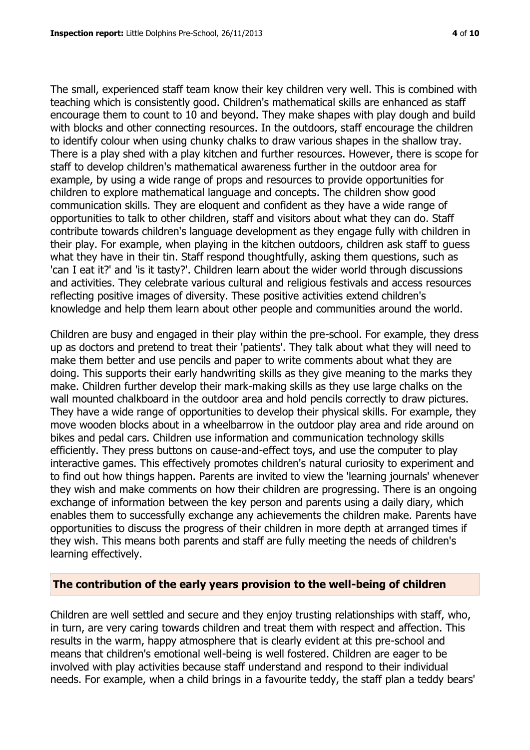The small, experienced staff team know their key children very well. This is combined with teaching which is consistently good. Children's mathematical skills are enhanced as staff encourage them to count to 10 and beyond. They make shapes with play dough and build with blocks and other connecting resources. In the outdoors, staff encourage the children to identify colour when using chunky chalks to draw various shapes in the shallow tray. There is a play shed with a play kitchen and further resources. However, there is scope for staff to develop children's mathematical awareness further in the outdoor area for example, by using a wide range of props and resources to provide opportunities for children to explore mathematical language and concepts. The children show good communication skills. They are eloquent and confident as they have a wide range of opportunities to talk to other children, staff and visitors about what they can do. Staff contribute towards children's language development as they engage fully with children in their play. For example, when playing in the kitchen outdoors, children ask staff to guess what they have in their tin. Staff respond thoughtfully, asking them questions, such as 'can I eat it?' and 'is it tasty?'. Children learn about the wider world through discussions and activities. They celebrate various cultural and religious festivals and access resources reflecting positive images of diversity. These positive activities extend children's knowledge and help them learn about other people and communities around the world.

Children are busy and engaged in their play within the pre-school. For example, they dress up as doctors and pretend to treat their 'patients'. They talk about what they will need to make them better and use pencils and paper to write comments about what they are doing. This supports their early handwriting skills as they give meaning to the marks they make. Children further develop their mark-making skills as they use large chalks on the wall mounted chalkboard in the outdoor area and hold pencils correctly to draw pictures. They have a wide range of opportunities to develop their physical skills. For example, they move wooden blocks about in a wheelbarrow in the outdoor play area and ride around on bikes and pedal cars. Children use information and communication technology skills efficiently. They press buttons on cause-and-effect toys, and use the computer to play interactive games. This effectively promotes children's natural curiosity to experiment and to find out how things happen. Parents are invited to view the 'learning journals' whenever they wish and make comments on how their children are progressing. There is an ongoing exchange of information between the key person and parents using a daily diary, which enables them to successfully exchange any achievements the children make. Parents have opportunities to discuss the progress of their children in more depth at arranged times if they wish. This means both parents and staff are fully meeting the needs of children's learning effectively.

## The contribution of the early years provision to the well-being of children

Children are well settled and secure and they enjoy trusting relationships with staff, who, in turn, are very caring towards children and treat them with respect and affection. This results in the warm, happy atmosphere that is clearly evident at this pre-school and means that children's emotional well-being is well fostered. Children are eager to be involved with play activities because staff understand and respond to their individual needs. For example, when a child brings in a favourite teddy, the staff plan a teddy bears'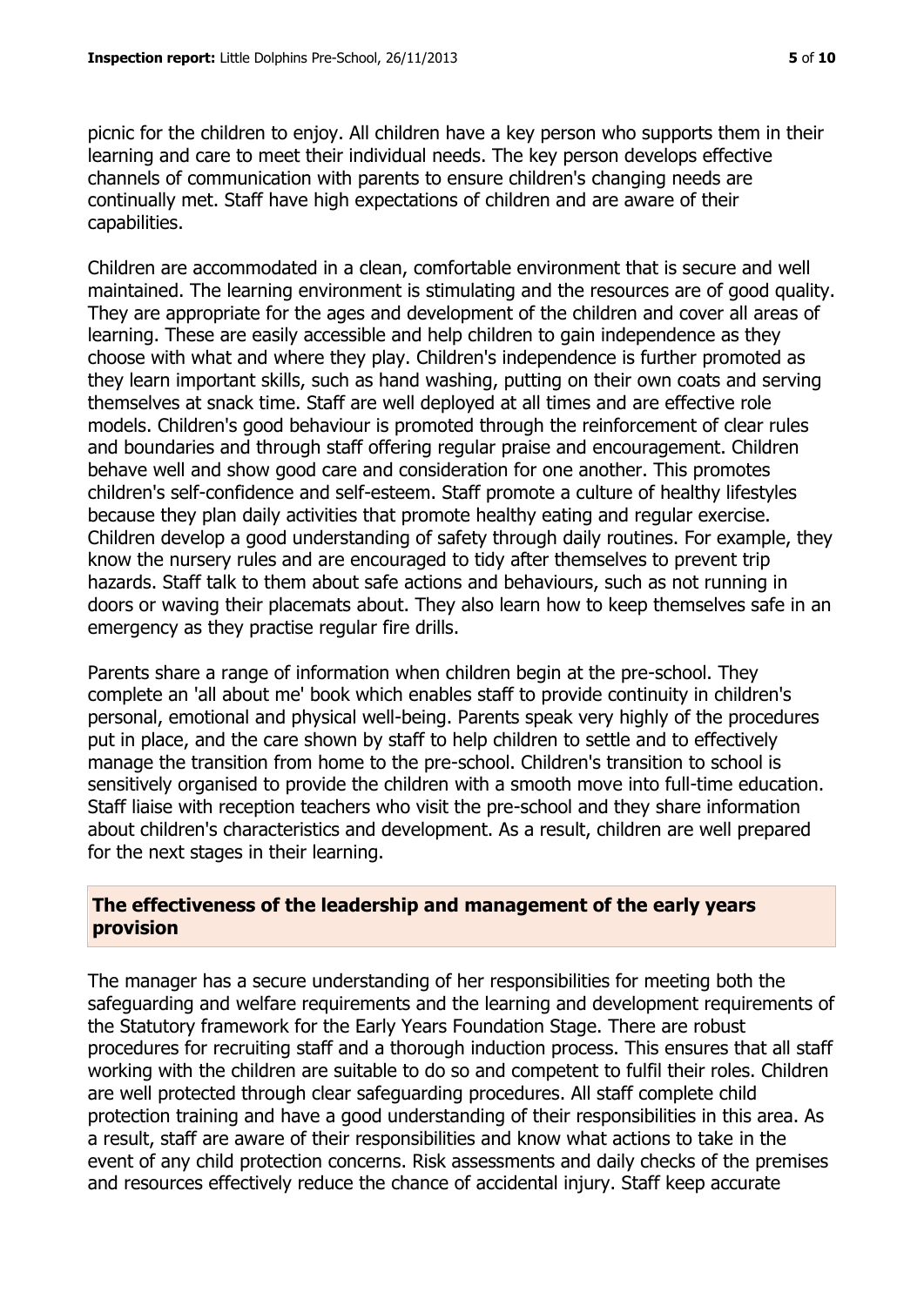picnic for the children to enjoy. All children have a key person who supports them in their learning and care to meet their individual needs. The key person develops effective channels of communication with parents to ensure children's changing needs are continually met. Staff have high expectations of children and are aware of their capabilities.

Children are accommodated in a clean, comfortable environment that is secure and well maintained. The learning environment is stimulating and the resources are of good quality. They are appropriate for the ages and development of the children and cover all areas of learning. These are easily accessible and help children to gain independence as they choose with what and where they play. Children's independence is further promoted as they learn important skills, such as hand washing, putting on their own coats and serving themselves at snack time. Staff are well deployed at all times and are effective role models. Children's good behaviour is promoted through the reinforcement of clear rules and boundaries and through staff offering regular praise and encouragement. Children behave well and show good care and consideration for one another. This promotes children's self-confidence and self-esteem. Staff promote a culture of healthy lifestyles because they plan daily activities that promote healthy eating and regular exercise. Children develop a good understanding of safety through daily routines. For example, they know the nursery rules and are encouraged to tidy after themselves to prevent trip hazards. Staff talk to them about safe actions and behaviours, such as not running in doors or waving their placemats about. They also learn how to keep themselves safe in an emergency as they practise regular fire drills.

Parents share a range of information when children begin at the pre-school. They complete an 'all about me' book which enables staff to provide continuity in children's personal, emotional and physical well-being. Parents speak very highly of the procedures put in place, and the care shown by staff to help children to settle and to effectively manage the transition from home to the pre-school. Children's transition to school is sensitively organised to provide the children with a smooth move into full-time education. Staff liaise with reception teachers who visit the pre-school and they share information about children's characteristics and development. As a result, children are well prepared for the next stages in their learning.

## The effectiveness of the leadership and management of the early years provision

The manager has a secure understanding of her responsibilities for meeting both the safeguarding and welfare requirements and the learning and development requirements of the Statutory framework for the Early Years Foundation Stage. There are robust procedures for recruiting staff and a thorough induction process. This ensures that all staff working with the children are suitable to do so and competent to fulfil their roles. Children are well protected through clear safeguarding procedures. All staff complete child protection training and have a good understanding of their responsibilities in this area. As a result, staff are aware of their responsibilities and know what actions to take in the event of any child protection concerns. Risk assessments and daily checks of the premises and resources effectively reduce the chance of accidental injury. Staff keep accurate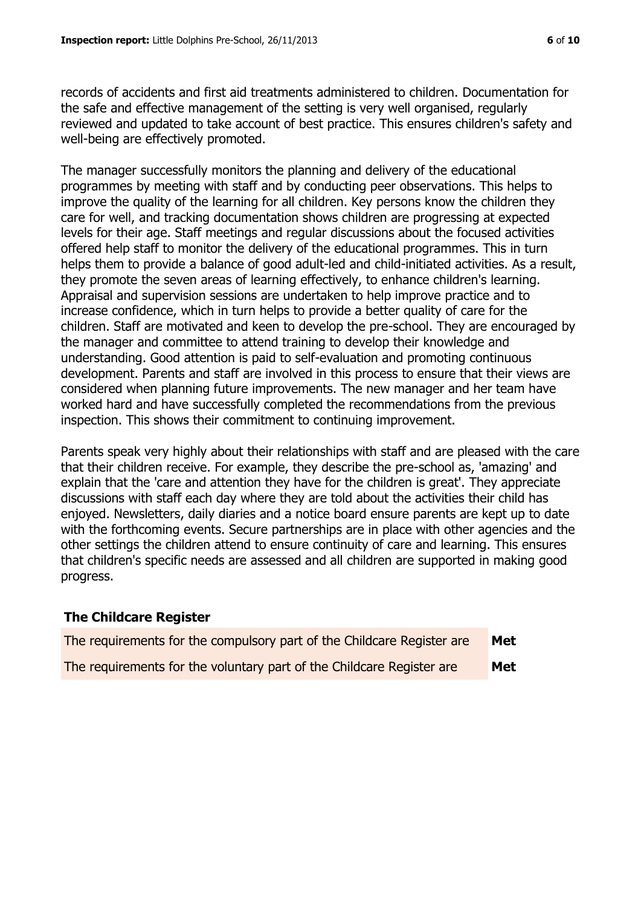records of accidents and first aid treatments administered to children. Documentation for the safe and effective management of the setting is very well organised, regularly reviewed and updated to take account of best practice. This ensures children's safety and well-being are effectively promoted.

The manager successfully monitors the planning and delivery of the educational programmes by meeting with staff and by conducting peer observations. This helps to improve the quality of the learning for all children. Key persons know the children they care for well, and tracking documentation shows children are progressing at expected levels for their age. Staff meetings and regular discussions about the focused activities offered help staff to monitor the delivery of the educational programmes. This in turn helps them to provide a balance of good adult-led and child-initiated activities. As a result, they promote the seven areas of learning effectively, to enhance children's learning. Appraisal and supervision sessions are undertaken to help improve practice and to increase confidence, which in turn helps to provide a better quality of care for the children. Staff are motivated and keen to develop the pre-school. They are encouraged by the manager and committee to attend training to develop their knowledge and understanding. Good attention is paid to self-evaluation and promoting continuous development. Parents and staff are involved in this process to ensure that their views are considered when planning future improvements. The new manager and her team have worked hard and have successfully completed the recommendations from the previous inspection. This shows their commitment to continuing improvement.

Parents speak very highly about their relationships with staff and are pleased with the care that their children receive. For example, they describe the pre-school as, 'amazing' and explain that the 'care and attention they have for the children is great'. They appreciate discussions with staff each day where they are told about the activities their child has enjoyed. Newsletters, daily diaries and a notice board ensure parents are kept up to date with the forthcoming events. Secure partnerships are in place with other agencies and the other settings the children attend to ensure continuity of care and learning. This ensures that children's specific needs are assessed and all children are supported in making good progress.

### The Childcare Register

| | |
|---|---|
| The requirements for the compulsory part of the Childcare Register are | **Met** |
| The requirements for the voluntary part of the Childcare Register are | **Met** |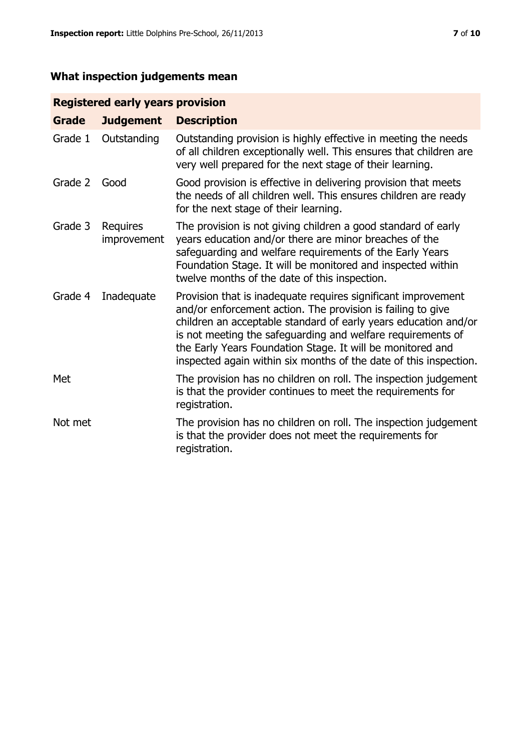## What inspection judgements mean

| Registered early years provision | | |
|---|---|---|
| **Grade** | **Judgement** | **Description** |
| Grade 1 | Outstanding | Outstanding provision is highly effective in meeting the needs of all children exceptionally well. This ensures that children are very well prepared for the next stage of their learning. |
| Grade 2 | Good | Good provision is effective in delivering provision that meets the needs of all children well. This ensures children are ready for the next stage of their learning. |
| Grade 3 | Requires improvement | The provision is not giving children a good standard of early years education and/or there are minor breaches of the safeguarding and welfare requirements of the Early Years Foundation Stage. It will be monitored and inspected within twelve months of the date of this inspection. |
| Grade 4 | Inadequate | Provision that is inadequate requires significant improvement and/or enforcement action. The provision is failing to give children an acceptable standard of early years education and/or is not meeting the safeguarding and welfare requirements of the Early Years Foundation Stage. It will be monitored and inspected again within six months of the date of this inspection. |
| Met | | The provision has no children on roll. The inspection judgement is that the provider continues to meet the requirements for registration. |
| Not met | | The provision has no children on roll. The inspection judgement is that the provider does not meet the requirements for registration. |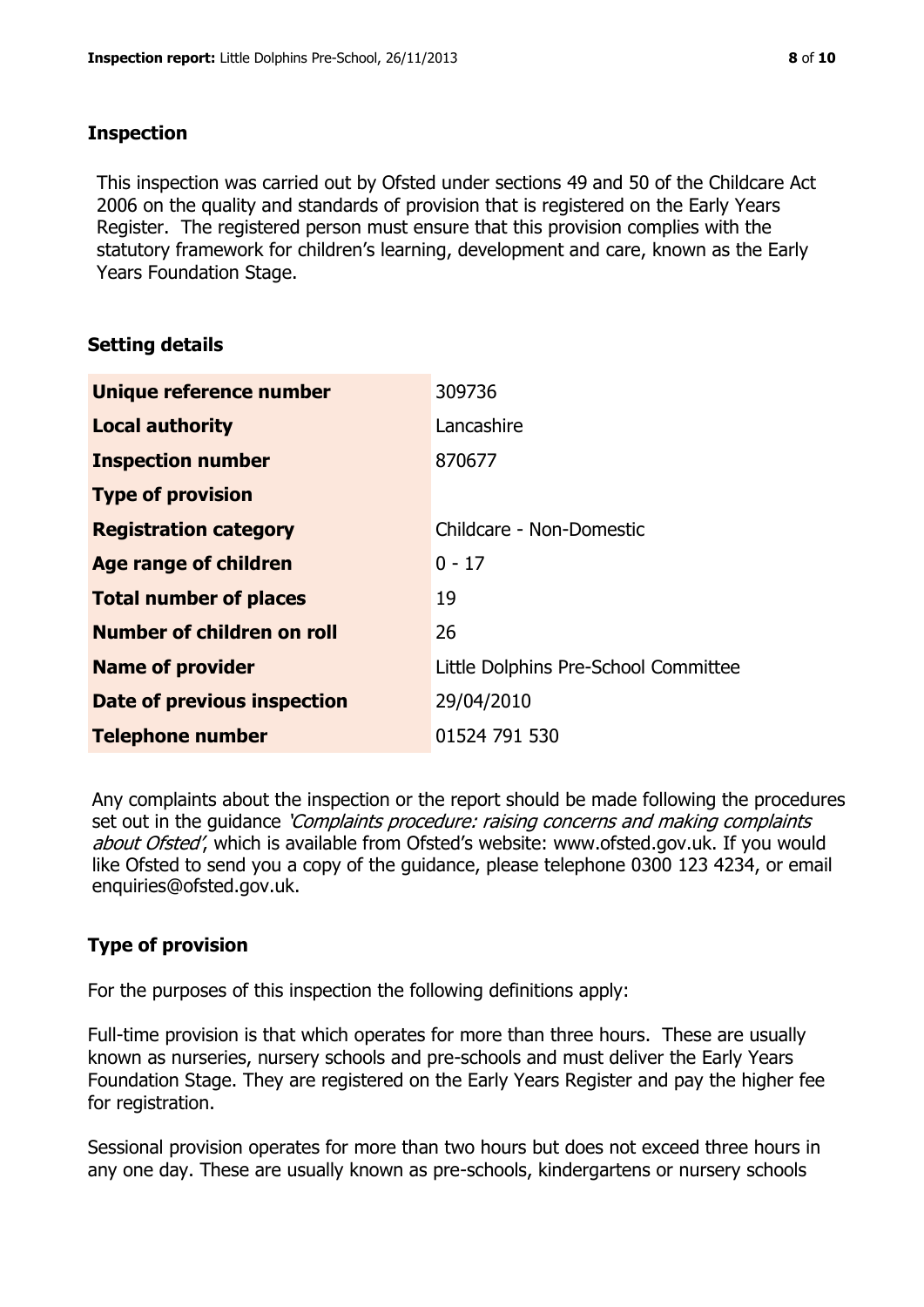## Inspection

This inspection was carried out by Ofsted under sections 49 and 50 of the Childcare Act 2006 on the quality and standards of provision that is registered on the Early Years Register. The registered person must ensure that this provision complies with the statutory framework for children's learning, development and care, known as the Early Years Foundation Stage.

## Setting details

| | |
|---|---|
| **Unique reference number** | 309736 |
| **Local authority** | Lancashire |
| **Inspection number** | 870677 |
| **Type of provision** | |
| **Registration category** | Childcare - Non-Domestic |
| **Age range of children** | 0 - 17 |
| **Total number of places** | 19 |
| **Number of children on roll** | 26 |
| **Name of provider** | Little Dolphins Pre-School Committee |
| **Date of previous inspection** | 29/04/2010 |
| **Telephone number** | 01524 791 530 |

Any complaints about the inspection or the report should be made following the procedures set out in the guidance *'Complaints procedure: raising concerns and making complaints about Ofsted'*, which is available from Ofsted's website: www.ofsted.gov.uk. If you would like Ofsted to send you a copy of the guidance, please telephone 0300 123 4234, or email enquiries@ofsted.gov.uk.

## Type of provision

For the purposes of this inspection the following definitions apply:

Full-time provision is that which operates for more than three hours. These are usually known as nurseries, nursery schools and pre-schools and must deliver the Early Years Foundation Stage. They are registered on the Early Years Register and pay the higher fee for registration.

Sessional provision operates for more than two hours but does not exceed three hours in any one day. These are usually known as pre-schools, kindergartens or nursery schools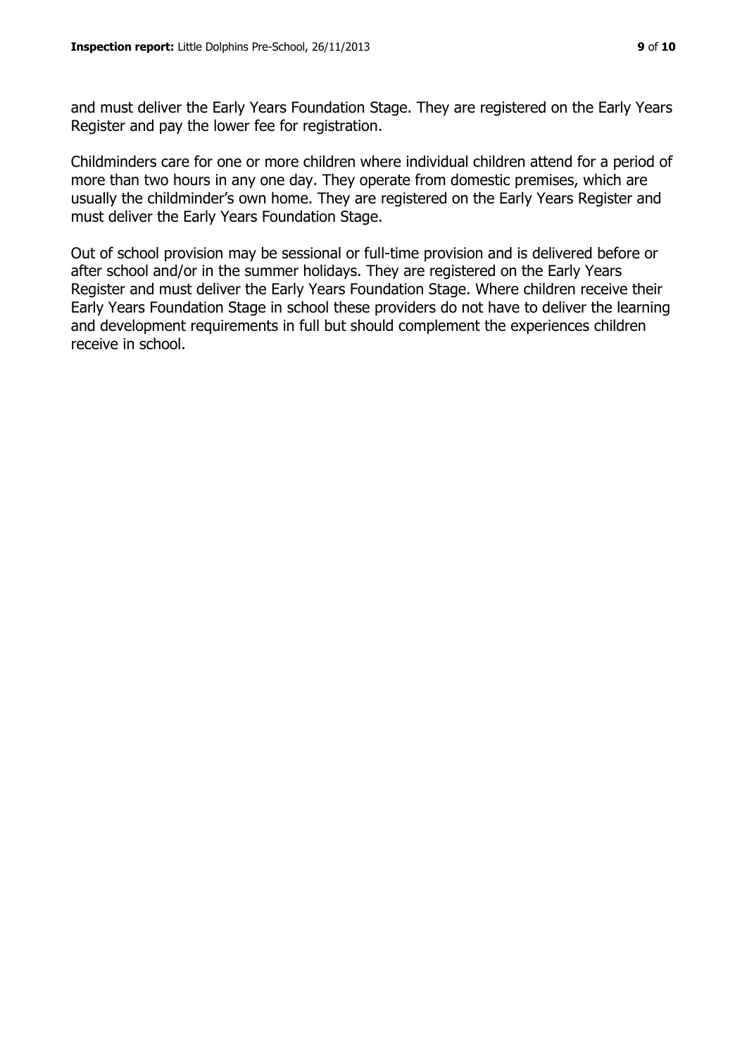and must deliver the Early Years Foundation Stage. They are registered on the Early Years Register and pay the lower fee for registration.

Childminders care for one or more children where individual children attend for a period of more than two hours in any one day. They operate from domestic premises, which are usually the childminder's own home. They are registered on the Early Years Register and must deliver the Early Years Foundation Stage.

Out of school provision may be sessional or full-time provision and is delivered before or after school and/or in the summer holidays. They are registered on the Early Years Register and must deliver the Early Years Foundation Stage. Where children receive their Early Years Foundation Stage in school these providers do not have to deliver the learning and development requirements in full but should complement the experiences children receive in school.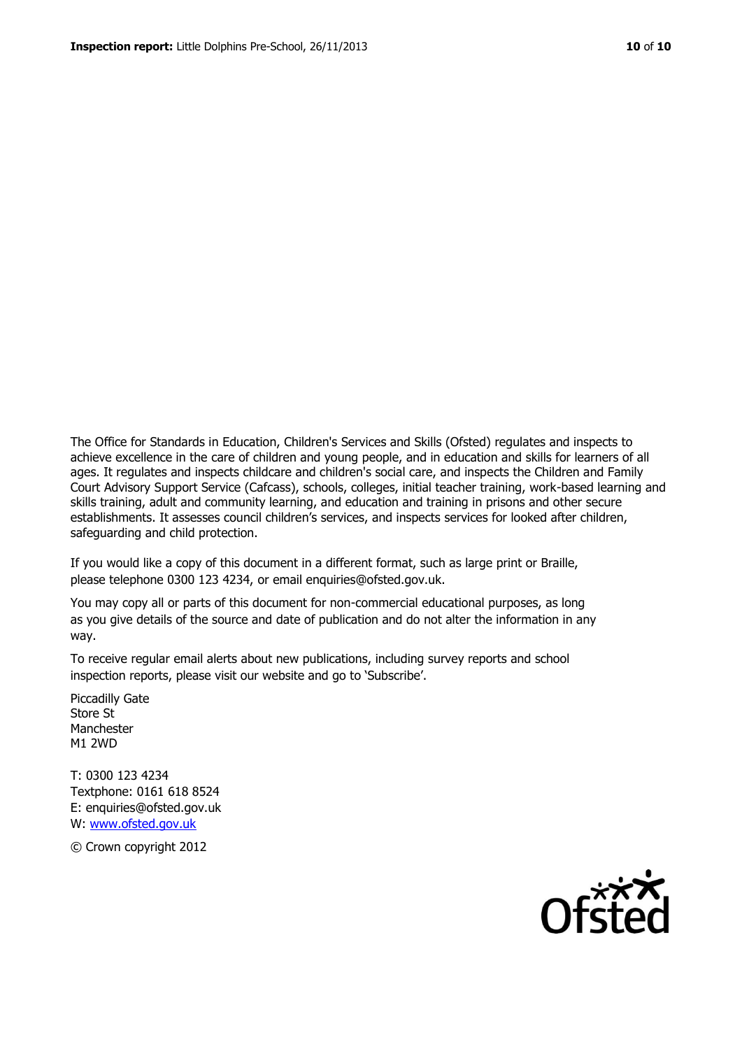The Office for Standards in Education, Children's Services and Skills (Ofsted) regulates and inspects to achieve excellence in the care of children and young people, and in education and skills for learners of all ages. It regulates and inspects childcare and children's social care, and inspects the Children and Family Court Advisory Support Service (Cafcass), schools, colleges, initial teacher training, work-based learning and skills training, adult and community learning, and education and training in prisons and other secure establishments. It assesses council children's services, and inspects services for looked after children, safeguarding and child protection.

If you would like a copy of this document in a different format, such as large print or Braille, please telephone 0300 123 4234, or email enquiries@ofsted.gov.uk.

You may copy all or parts of this document for non-commercial educational purposes, as long as you give details of the source and date of publication and do not alter the information in any way.

To receive regular email alerts about new publications, including survey reports and school inspection reports, please visit our website and go to 'Subscribe'.

Piccadilly Gate
Store St
Manchester
M1 2WD

T: 0300 123 4234
Textphone: 0161 618 8524
E: enquiries@ofsted.gov.uk
W: [www.ofsted.gov.uk](http://www.ofsted.gov.uk)

© Crown copyright 2012

Ofsted